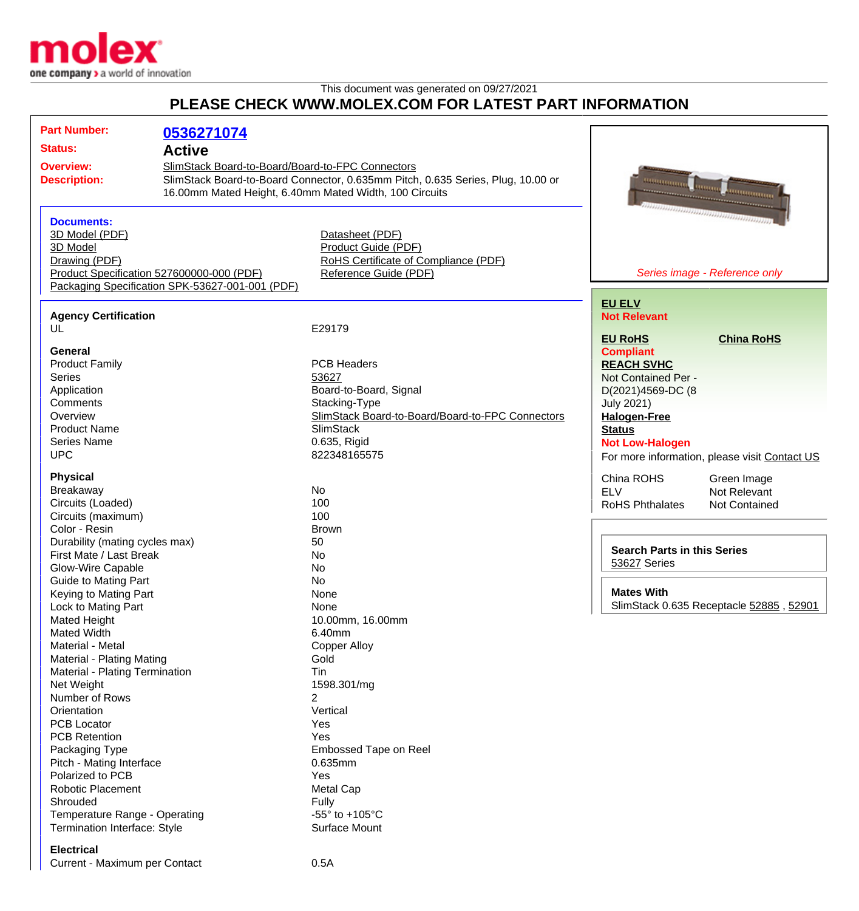molex
one company > a world of innovation

This document was generated on 09/27/2021

# PLEASE CHECK WWW.MOLEX.COM FOR LATEST PART INFORMATION

**Part Number:** 0536271074

**Status:** Active

**Overview:** SlimStack Board-to-Board/Board-to-FPC Connectors

**Description:** SlimStack Board-to-Board Connector, 0.635mm Pitch, 0.635 Series, Plug, 10.00 or 16.00mm Mated Height, 6.40mm Mated Width, 100 Circuits

### Documents:

- 3D Model (PDF)
- 3D Model
- Drawing (PDF)
- Product Specification 527600000-000 (PDF)
- Packaging Specification SPK-53627-001-001 (PDF)
- Datasheet (PDF)
- Product Guide (PDF)
- RoHS Certificate of Compliance (PDF)
- Reference Guide (PDF)

*Series image - Reference only*

**EU ELV**
**Not Relevant**

**EU RoHS** | **China RoHS**
**Compliant**

**REACH SVHC**
Not Contained Per - D(2021)4569-DC (8 July 2021)

**Halogen-Free Status**
**Not Low-Halogen**

For more information, please visit Contact US

| | |
|---|---|
| China ROHS | Green Image |
| ELV | Not Relevant |
| RoHS Phthalates | Not Contained |

**Search Parts in this Series**
53627 Series

**Mates With**
SlimStack 0.635 Receptacle 52885 , 52901

### Agency Certification

| | |
|---|---|
| UL | E29179 |

### General

| | |
|---|---|
| Product Family | PCB Headers |
| Series | 53627 |
| Application | Board-to-Board, Signal |
| Comments | Stacking-Type |
| Overview | SlimStack Board-to-Board/Board-to-FPC Connectors |
| Product Name | SlimStack |
| Series Name | 0.635, Rigid |
| UPC | 822348165575 |

### Physical

| | |
|---|---|
| Breakaway | No |
| Circuits (Loaded) | 100 |
| Circuits (maximum) | 100 |
| Color - Resin | Brown |
| Durability (mating cycles max) | 50 |
| First Mate / Last Break | No |
| Glow-Wire Capable | No |
| Guide to Mating Part | No |
| Keying to Mating Part | None |
| Lock to Mating Part | None |
| Mated Height | 10.00mm, 16.00mm |
| Mated Width | 6.40mm |
| Material - Metal | Copper Alloy |
| Material - Plating Mating | Gold |
| Material - Plating Termination | Tin |
| Net Weight | 1598.301/mg |
| Number of Rows | 2 |
| Orientation | Vertical |
| PCB Locator | Yes |
| PCB Retention | Yes |
| Packaging Type | Embossed Tape on Reel |
| Pitch - Mating Interface | 0.635mm |
| Polarized to PCB | Yes |
| Robotic Placement | Metal Cap |
| Shrouded | Fully |
| Temperature Range - Operating | -55° to +105°C |
| Termination Interface: Style | Surface Mount |

### Electrical

| | |
|---|---|
| Current - Maximum per Contact | 0.5A |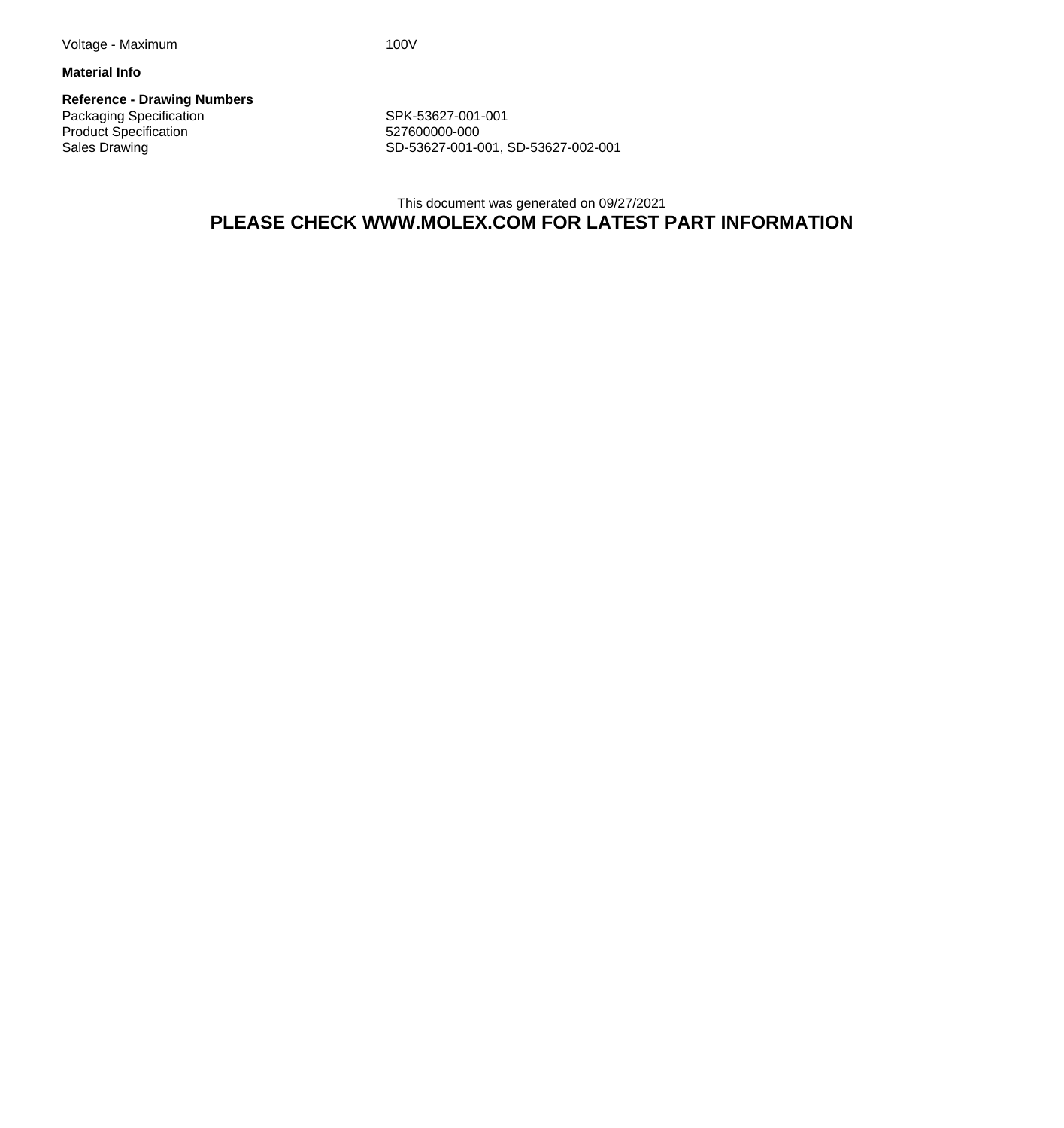| | |
|---|---|
| Voltage - Maximum | 100V |

**Material Info**

**Reference - Drawing Numbers**

| | |
|---|---|
| Packaging Specification | SPK-53627-001-001 |
| Product Specification | 527600000-000 |
| Sales Drawing | SD-53627-001-001, SD-53627-002-001 |

This document was generated on 09/27/2021

**PLEASE CHECK WWW.MOLEX.COM FOR LATEST PART INFORMATION**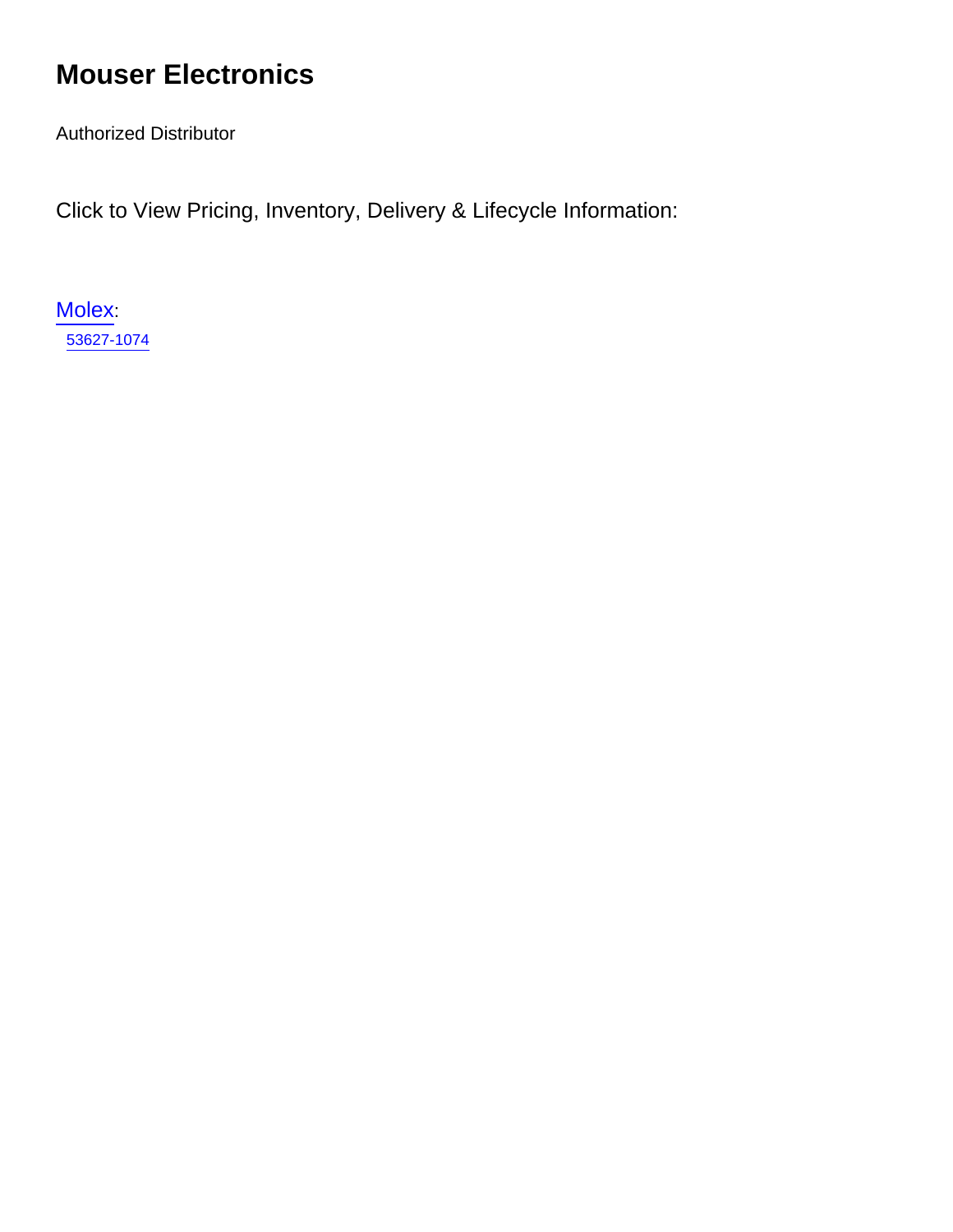# Mouser Electronics

Authorized Distributor

Click to View Pricing, Inventory, Delivery & Lifecycle Information:

Molex:

53627-1074